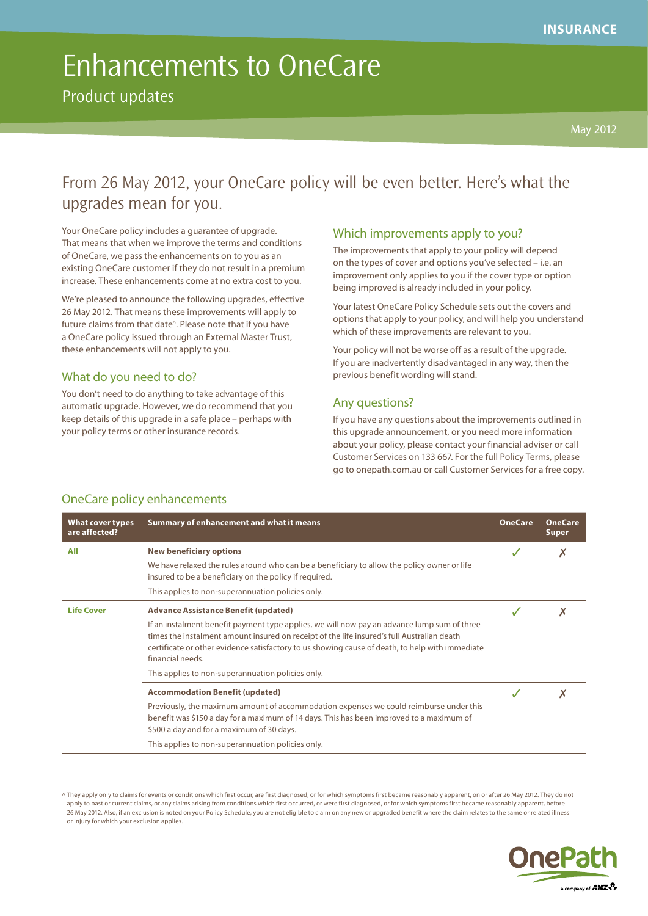INSURANCE

# Enhancements to OneCare

Product updates

May 2012

## From 26 May 2012, your OneCare policy will be even better. Here's what the upgrades mean for you.

Your OneCare policy includes a guarantee of upgrade. That means that when we improve the terms and conditions of OneCare, we pass the enhancements on to you as an existing OneCare customer if they do not result in a premium increase. These enhancements come at no extra cost to you.

We're pleased to announce the following upgrades, effective 26 May 2012. That means these improvements will apply to future claims from that date^. Please note that if you have a OneCare policy issued through an External Master Trust, these enhancements will not apply to you.

### What do you need to do?

You don't need to do anything to take advantage of this automatic upgrade. However, we do recommend that you keep details of this upgrade in a safe place – perhaps with your policy terms or other insurance records.

### Which improvements apply to you?

The improvements that apply to your policy will depend on the types of cover and options you've selected – i.e. an improvement only applies to you if the cover type or option being improved is already included in your policy.

Your latest OneCare Policy Schedule sets out the covers and options that apply to your policy, and will help you understand which of these improvements are relevant to you.

Your policy will not be worse off as a result of the upgrade. If you are inadvertently disadvantaged in any way, then the previous benefit wording will stand.

### Any questions?

If you have any questions about the improvements outlined in this upgrade announcement, or you need more information about your policy, please contact your financial adviser or call Customer Services on 133 667. For the full Policy Terms, please go to onepath.com.au or call Customer Services for a free copy.

### OneCare policy enhancements

| What cover types are affected? | Summary of enhancement and what it means | OneCare | OneCare Super |
|---|---|---|---|
| **All** | **New beneficiary options**<br>We have relaxed the rules around who can be a beneficiary to allow the policy owner or life insured to be a beneficiary on the policy if required.<br>This applies to non-superannuation policies only. | ✓ | ✗ |
| **Life Cover** | **Advance Assistance Benefit (updated)**<br>If an instalment benefit payment type applies, we will now pay an advance lump sum of three times the instalment amount insured on receipt of the life insured's full Australian death certificate or other evidence satisfactory to us showing cause of death, to help with immediate financial needs.<br>This applies to non-superannuation policies only. | ✓ | ✗ |
| | **Accommodation Benefit (updated)**<br>Previously, the maximum amount of accommodation expenses we could reimburse under this benefit was $150 a day for a maximum of 14 days. This has been improved to a maximum of $500 a day and for a maximum of 30 days.<br>This applies to non-superannuation policies only. | ✓ | ✗ |

^ They apply only to claims for events or conditions which first occur, are first diagnosed, or for which symptoms first became reasonably apparent, on or after 26 May 2012. They do not apply to past or current claims, or any claims arising from conditions which first occurred, or were first diagnosed, or for which symptoms first became reasonably apparent, before 26 May 2012. Also, if an exclusion is noted on your Policy Schedule, you are not eligible to claim on any new or upgraded benefit where the claim relates to the same or related illness or injury for which your exclusion applies.

OnePath
a company of ANZ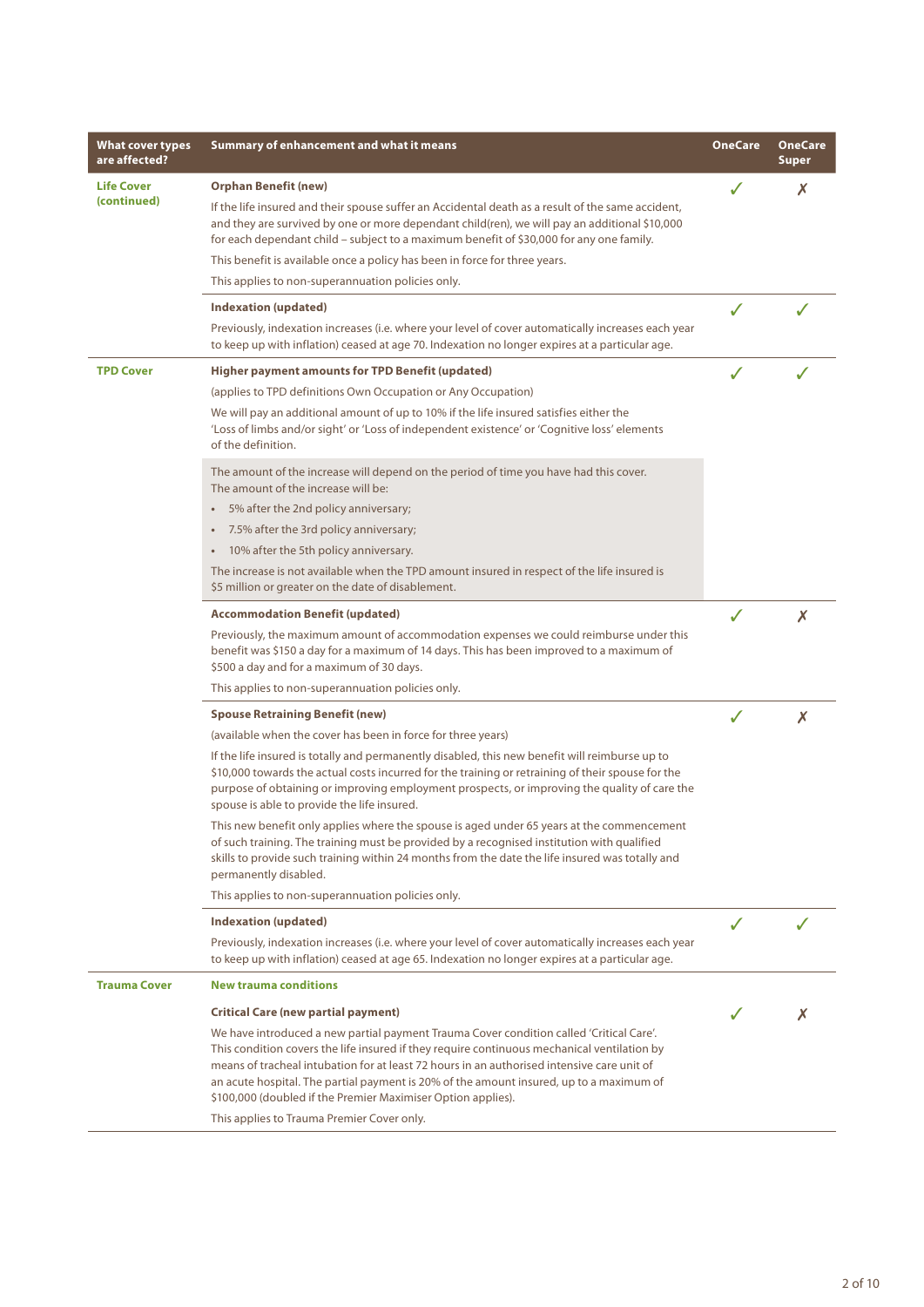| What cover types are affected? | Summary of enhancement and what it means | OneCare | OneCare Super |
|---|---|---|---|
| **Life Cover (continued)** | **Orphan Benefit (new)**<br>If the life insured and their spouse suffer an Accidental death as a result of the same accident, and they are survived by one or more dependant child(ren), we will pay an additional $10,000 for each dependant child – subject to a maximum benefit of $30,000 for any one family.<br>This benefit is available once a policy has been in force for three years.<br>This applies to non-superannuation policies only. | ✓ | ✗ |
| | **Indexation (updated)**<br>Previously, indexation increases (i.e. where your level of cover automatically increases each year to keep up with inflation) ceased at age 70. Indexation no longer expires at a particular age. | ✓ | ✓ |
| **TPD Cover** | **Higher payment amounts for TPD Benefit (updated)**<br>(applies to TPD definitions Own Occupation or Any Occupation)<br>We will pay an additional amount of up to 10% if the life insured satisfies either the 'Loss of limbs and/or sight' or 'Loss of independent existence' or 'Cognitive loss' elements of the definition.<br>The amount of the increase will depend on the period of time you have had this cover. The amount of the increase will be:<br>• 5% after the 2nd policy anniversary;<br>• 7.5% after the 3rd policy anniversary;<br>• 10% after the 5th policy anniversary.<br>The increase is not available when the TPD amount insured in respect of the life insured is $5 million or greater on the date of disablement. | ✓ | ✓ |
| | **Accommodation Benefit (updated)**<br>Previously, the maximum amount of accommodation expenses we could reimburse under this benefit was $150 a day for a maximum of 14 days. This has been improved to a maximum of $500 a day and for a maximum of 30 days.<br>This applies to non-superannuation policies only. | ✓ | ✗ |
| | **Spouse Retraining Benefit (new)**<br>(available when the cover has been in force for three years)<br>If the life insured is totally and permanently disabled, this new benefit will reimburse up to $10,000 towards the actual costs incurred for the training or retraining of their spouse for the purpose of obtaining or improving employment prospects, or improving the quality of care the spouse is able to provide the life insured.<br>This new benefit only applies where the spouse is aged under 65 years at the commencement of such training. The training must be provided by a recognised institution with qualified skills to provide such training within 24 months from the date the life insured was totally and permanently disabled.<br>This applies to non-superannuation policies only. | ✓ | ✗ |
| | **Indexation (updated)**<br>Previously, indexation increases (i.e. where your level of cover automatically increases each year to keep up with inflation) ceased at age 65. Indexation no longer expires at a particular age. | ✓ | ✓ |
| **Trauma Cover** | **New trauma conditions** | | |
| | **Critical Care (new partial payment)**<br>We have introduced a new partial payment Trauma Cover condition called 'Critical Care'. This condition covers the life insured if they require continuous mechanical ventilation by means of tracheal intubation for at least 72 hours in an authorised intensive care unit of an acute hospital. The partial payment is 20% of the amount insured, up to a maximum of $100,000 (doubled if the Premier Maximiser Option applies).<br>This applies to Trauma Premier Cover only. | ✓ | ✗ |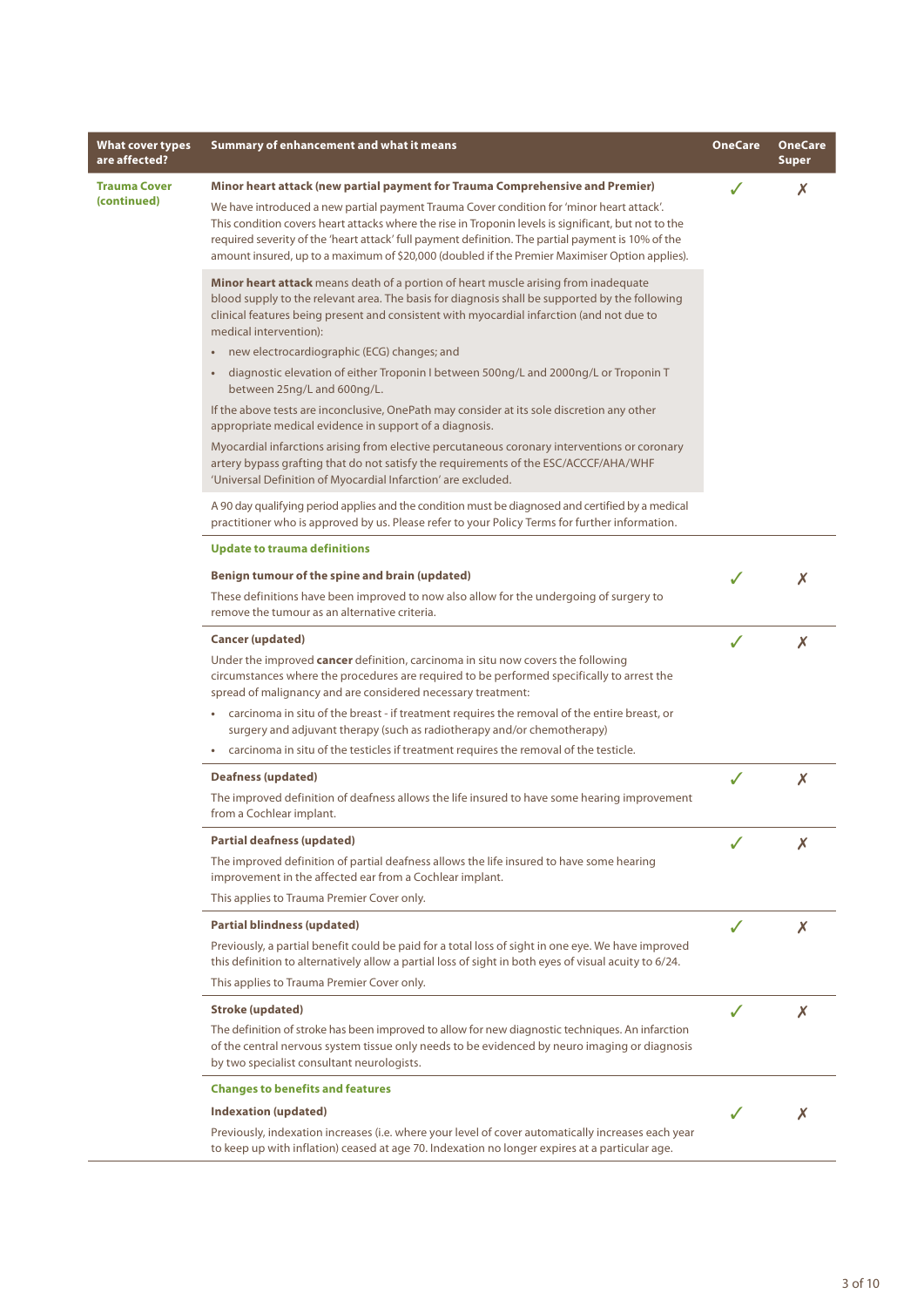| What cover types are affected? | Summary of enhancement and what it means | OneCare | OneCare Super |
|---|---|---|---|
| **Trauma Cover (continued)** | **Minor heart attack (new partial payment for Trauma Comprehensive and Premier)**<br><br>We have introduced a new partial payment Trauma Cover condition for 'minor heart attack'. This condition covers heart attacks where the rise in Troponin levels is significant, but not to the required severity of the 'heart attack' full payment definition. The partial payment is 10% of the amount insured, up to a maximum of $20,000 (doubled if the Premier Maximiser Option applies).<br><br>**Minor heart attack** means death of a portion of heart muscle arising from inadequate blood supply to the relevant area. The basis for diagnosis shall be supported by the following clinical features being present and consistent with myocardial infarction (and not due to medical intervention):<br>• new electrocardiographic (ECG) changes; and<br>• diagnostic elevation of either Troponin I between 500ng/L and 2000ng/L or Troponin T between 25ng/L and 600ng/L.<br><br>If the above tests are inconclusive, OnePath may consider at its sole discretion any other appropriate medical evidence in support of a diagnosis.<br><br>Myocardial infarctions arising from elective percutaneous coronary interventions or coronary artery bypass grafting that do not satisfy the requirements of the ESC/ACCCF/AHA/WHF 'Universal Definition of Myocardial Infarction' are excluded.<br><br>A 90 day qualifying period applies and the condition must be diagnosed and certified by a medical practitioner who is approved by us. Please refer to your Policy Terms for further information. | ✓ | ✗ |
| | **Update to trauma definitions** | | |
| | **Benign tumour of the spine and brain (updated)**<br><br>These definitions have been improved to now also allow for the undergoing of surgery to remove the tumour as an alternative criteria. | ✓ | ✗ |
| | **Cancer (updated)**<br><br>Under the improved **cancer** definition, carcinoma in situ now covers the following circumstances where the procedures are required to be performed specifically to arrest the spread of malignancy and are considered necessary treatment:<br>• carcinoma in situ of the breast - if treatment requires the removal of the entire breast, or surgery and adjuvant therapy (such as radiotherapy and/or chemotherapy)<br>• carcinoma in situ of the testicles if treatment requires the removal of the testicle. | ✓ | ✗ |
| | **Deafness (updated)**<br><br>The improved definition of deafness allows the life insured to have some hearing improvement from a Cochlear implant. | ✓ | ✗ |
| | **Partial deafness (updated)**<br><br>The improved definition of partial deafness allows the life insured to have some hearing improvement in the affected ear from a Cochlear implant.<br><br>This applies to Trauma Premier Cover only. | ✓ | ✗ |
| | **Partial blindness (updated)**<br><br>Previously, a partial benefit could be paid for a total loss of sight in one eye. We have improved this definition to alternatively allow a partial loss of sight in both eyes of visual acuity to 6/24.<br><br>This applies to Trauma Premier Cover only. | ✓ | ✗ |
| | **Stroke (updated)**<br><br>The definition of stroke has been improved to allow for new diagnostic techniques. An infarction of the central nervous system tissue only needs to be evidenced by neuro imaging or diagnosis by two specialist consultant neurologists. | ✓ | ✗ |
| | **Changes to benefits and features** | | |
| | **Indexation (updated)**<br><br>Previously, indexation increases (i.e. where your level of cover automatically increases each year to keep up with inflation) ceased at age 70. Indexation no longer expires at a particular age. | ✓ | ✗ |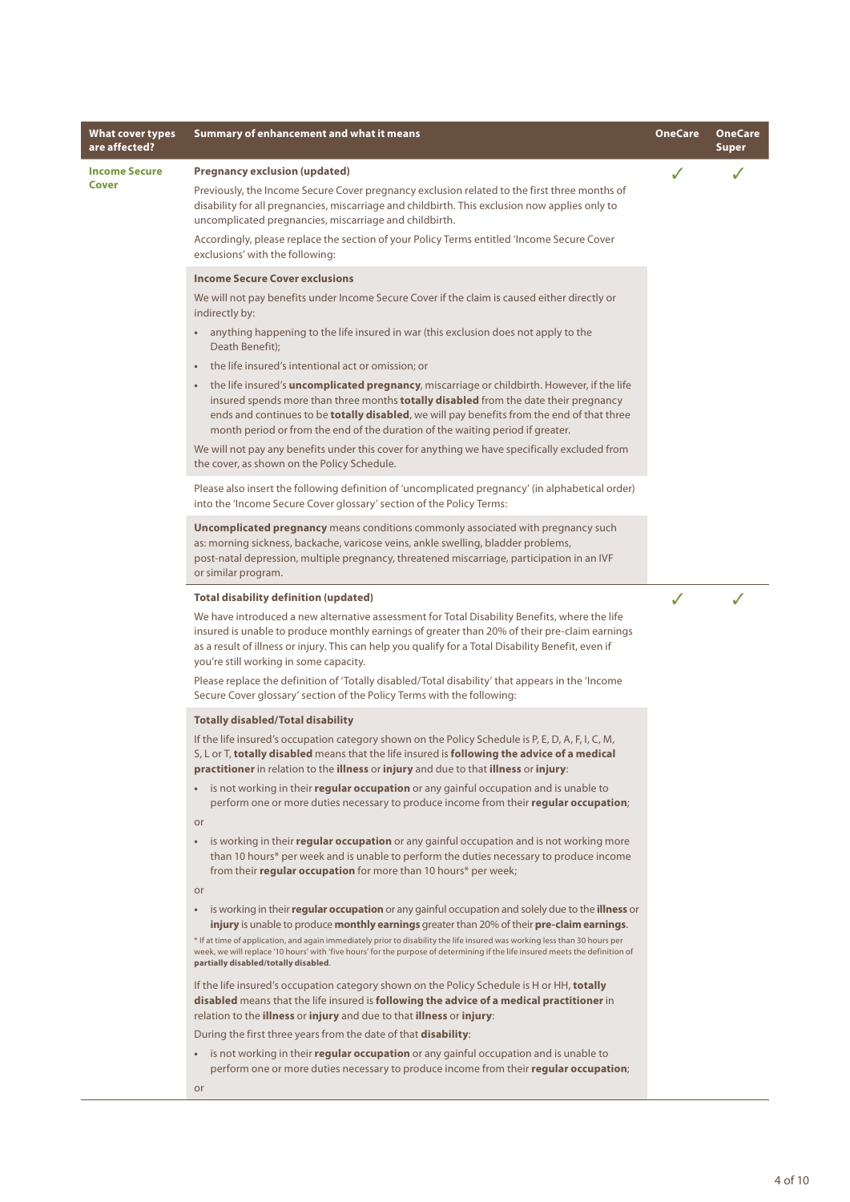| What cover types are affected? | Summary of enhancement and what it means | OneCare | OneCare Super |
|---|---|---|---|
| **Income Secure Cover** | **Pregnancy exclusion (updated)**<br><br>Previously, the Income Secure Cover pregnancy exclusion related to the first three months of disability for all pregnancies, miscarriage and childbirth. This exclusion now applies only to uncomplicated pregnancies, miscarriage and childbirth.<br><br>Accordingly, please replace the section of your Policy Terms entitled 'Income Secure Cover exclusions' with the following:<br><br>**Income Secure Cover exclusions**<br><br>We will not pay benefits under Income Secure Cover if the claim is caused either directly or indirectly by:<br><br>• anything happening to the life insured in war (this exclusion does not apply to the Death Benefit);<br>• the life insured's intentional act or omission; or<br>• the life insured's **uncomplicated pregnancy**, miscarriage or childbirth. However, if the life insured spends more than three months **totally disabled** from the date their pregnancy ends and continues to be **totally disabled**, we will pay benefits from the end of that three month period or from the end of the duration of the waiting period if greater.<br><br>We will not pay any benefits under this cover for anything we have specifically excluded from the cover, as shown on the Policy Schedule.<br><br>Please also insert the following definition of 'uncomplicated pregnancy' (in alphabetical order) into the 'Income Secure Cover glossary' section of the Policy Terms:<br><br>**Uncomplicated pregnancy** means conditions commonly associated with pregnancy such as: morning sickness, backache, varicose veins, ankle swelling, bladder problems, post-natal depression, multiple pregnancy, threatened miscarriage, participation in an IVF or similar program. | ✓ | ✓ |
| | **Total disability definition (updated)**<br><br>We have introduced a new alternative assessment for Total Disability Benefits, where the life insured is unable to produce monthly earnings of greater than 20% of their pre-claim earnings as a result of illness or injury. This can help you qualify for a Total Disability Benefit, even if you're still working in some capacity.<br><br>Please replace the definition of 'Totally disabled/Total disability' that appears in the 'Income Secure Cover glossary' section of the Policy Terms with the following:<br><br>**Totally disabled/Total disability**<br><br>If the life insured's occupation category shown on the Policy Schedule is P, E, D, A, F, I, C, M, S, L or T, **totally disabled** means that the life insured is **following the advice of a medical practitioner** in relation to the **illness** or **injury** and due to that **illness** or **injury**:<br><br>• is not working in their **regular occupation** or any gainful occupation and is unable to perform one or more duties necessary to produce income from their **regular occupation**;<br><br>or<br><br>• is working in their **regular occupation** or any gainful occupation and is not working more than 10 hours* per week and is unable to perform the duties necessary to produce income from their **regular occupation** for more than 10 hours* per week;<br><br>or<br><br>• is working in their **regular occupation** or any gainful occupation and solely due to the **illness** or **injury** is unable to produce **monthly earnings** greater than 20% of their **pre-claim earnings**.<br><br>* If at time of application, and again immediately prior to disability the life insured was working less than 30 hours per week, we will replace '10 hours' with 'five hours' for the purpose of determining if the life insured meets the definition of **partially disabled/totally disabled**.<br><br>If the life insured's occupation category shown on the Policy Schedule is H or HH, **totally disabled** means that the life insured is **following the advice of a medical practitioner** in relation to the **illness** or **injury** and due to that **illness** or **injury**:<br><br>During the first three years from the date of that **disability**:<br><br>• is not working in their **regular occupation** or any gainful occupation and is unable to perform one or more duties necessary to produce income from their **regular occupation**;<br><br>or | ✓ | ✓ |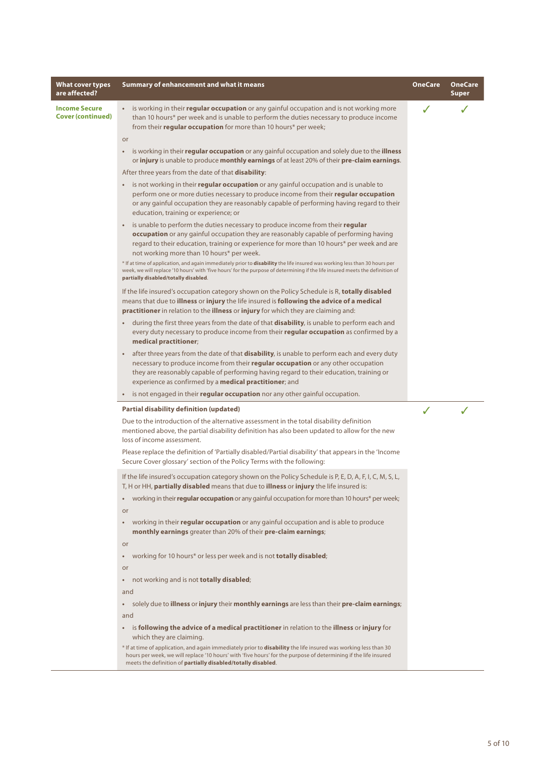| What cover types are affected? | Summary of enhancement and what it means | OneCare | OneCare Super |
|---|---|---|---|
| **Income Secure Cover (continued)** | • is working in their **regular occupation** or any gainful occupation and is not working more than 10 hours* per week and is unable to perform the duties necessary to produce income from their **regular occupation** for more than 10 hours* per week;<br><br>or<br><br>• is working in their **regular occupation** or any gainful occupation and solely due to the **illness** or **injury** is unable to produce **monthly earnings** of at least 20% of their **pre-claim earnings**.<br><br>After three years from the date of that **disability**:<br><br>• is not working in their **regular occupation** or any gainful occupation and is unable to perform one or more duties necessary to produce income from their **regular occupation** or any gainful occupation they are reasonably capable of performing having regard to their education, training or experience; or<br><br>• is unable to perform the duties necessary to produce income from their **regular occupation** or any gainful occupation they are reasonably capable of performing having regard to their education, training or experience for more than 10 hours* per week and are not working more than 10 hours* per week.<br><br>* If at time of application, and again immediately prior to **disability** the life insured was working less than 30 hours per week, we will replace '10 hours' with 'five hours' for the purpose of determining if the life insured meets the definition of **partially disabled/totally disabled**.<br><br>If the life insured's occupation category shown on the Policy Schedule is R, **totally disabled** means that due to **illness** or **injury** the life insured is **following the advice of a medical practitioner** in relation to the **illness** or **injury** for which they are claiming and:<br><br>• during the first three years from the date of that **disability**, is unable to perform each and every duty necessary to produce income from their **regular occupation** as confirmed by a **medical practitioner**;<br><br>• after three years from the date of that **disability**, is unable to perform each and every duty necessary to produce income from their **regular occupation** or any other occupation they are reasonably capable of performing having regard to their education, training or experience as confirmed by a **medical practitioner**; and<br><br>• is not engaged in their **regular occupation** nor any other gainful occupation. | ✓ | ✓ |
| | **Partial disability definition (updated)**<br><br>Due to the introduction of the alternative assessment in the total disability definition mentioned above, the partial disability definition has also been updated to allow for the new loss of income assessment.<br><br>Please replace the definition of 'Partially disabled/Partial disability' that appears in the 'Income Secure Cover glossary' section of the Policy Terms with the following:<br><br>If the life insured's occupation category shown on the Policy Schedule is P, E, D, A, F, I, C, M, S, L, T, H or HH, **partially disabled** means that due to **illness** or **injury** the life insured is:<br><br>• working in their **regular occupation** or any gainful occupation for more than 10 hours* per week;<br><br>or<br><br>• working in their **regular occupation** or any gainful occupation and is able to produce **monthly earnings** greater than 20% of their **pre-claim earnings**;<br><br>or<br><br>• working for 10 hours* or less per week and is not **totally disabled**;<br><br>or<br><br>• not working and is not **totally disabled**;<br><br>and<br><br>• solely due to **illness** or **injury** their **monthly earnings** are less than their **pre-claim earnings**;<br><br>and<br><br>• is **following the advice of a medical practitioner** in relation to the **illness** or **injury** for which they are claiming.<br><br>* If at time of application, and again immediately prior to **disability** the life insured was working less than 30 hours per week, we will replace '10 hours' with 'five hours' for the purpose of determining if the life insured meets the definition of **partially disabled/totally disabled**. | ✓ | ✓ |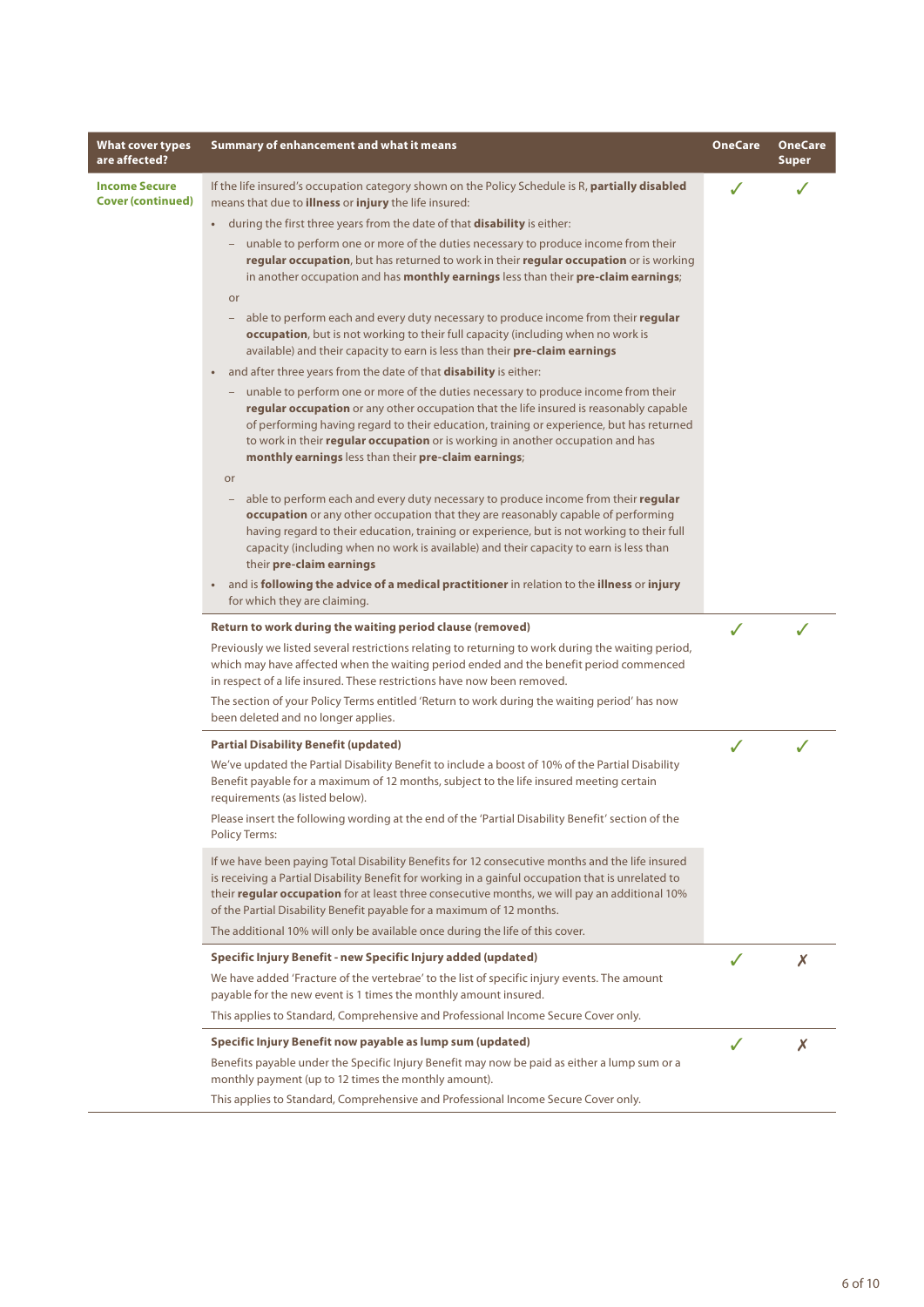| What cover types are affected? | Summary of enhancement and what it means | OneCare | OneCare Super |
|---|---|---|---|
| **Income Secure Cover (continued)** | If the life insured's occupation category shown on the Policy Schedule is R, **partially disabled** means that due to **illness** or **injury** the life insured:<br>• during the first three years from the date of that **disability** is either:<br>– unable to perform one or more of the duties necessary to produce income from their **regular occupation**, but has returned to work in their **regular occupation** or is working in another occupation and has **monthly earnings** less than their **pre-claim earnings**;<br>or<br>– able to perform each and every duty necessary to produce income from their **regular occupation**, but is not working to their full capacity (including when no work is available) and their capacity to earn is less than their **pre-claim earnings**<br>• and after three years from the date of that **disability** is either:<br>– unable to perform one or more of the duties necessary to produce income from their **regular occupation** or any other occupation that the life insured is reasonably capable of performing having regard to their education, training or experience, but has returned to work in their **regular occupation** or is working in another occupation and has **monthly earnings** less than their **pre-claim earnings**;<br>or<br>– able to perform each and every duty necessary to produce income from their **regular occupation** or any other occupation that they are reasonably capable of performing having regard to their education, training or experience, but is not working to their full capacity (including when no work is available) and their capacity to earn is less than their **pre-claim earnings**<br>• and is **following the advice of a medical practitioner** in relation to the **illness** or **injury** for which they are claiming. | ✓ | ✓ |
| | **Return to work during the waiting period clause (removed)**<br>Previously we listed several restrictions relating to returning to work during the waiting period, which may have affected when the waiting period ended and the benefit period commenced in respect of a life insured. These restrictions have now been removed.<br>The section of your Policy Terms entitled 'Return to work during the waiting period' has now been deleted and no longer applies. | ✓ | ✓ |
| | **Partial Disability Benefit (updated)**<br>We've updated the Partial Disability Benefit to include a boost of 10% of the Partial Disability Benefit payable for a maximum of 12 months, subject to the life insured meeting certain requirements (as listed below).<br>Please insert the following wording at the end of the 'Partial Disability Benefit' section of the Policy Terms:<br>If we have been paying Total Disability Benefits for 12 consecutive months and the life insured is receiving a Partial Disability Benefit for working in a gainful occupation that is unrelated to their **regular occupation** for at least three consecutive months, we will pay an additional 10% of the Partial Disability Benefit payable for a maximum of 12 months.<br>The additional 10% will only be available once during the life of this cover. | ✓ | ✓ |
| | **Specific Injury Benefit - new Specific Injury added (updated)**<br>We have added 'Fracture of the vertebrae' to the list of specific injury events. The amount payable for the new event is 1 times the monthly amount insured.<br>This applies to Standard, Comprehensive and Professional Income Secure Cover only. | ✓ | ✗ |
| | **Specific Injury Benefit now payable as lump sum (updated)**<br>Benefits payable under the Specific Injury Benefit may now be paid as either a lump sum or a monthly payment (up to 12 times the monthly amount).<br>This applies to Standard, Comprehensive and Professional Income Secure Cover only. | ✓ | ✗ |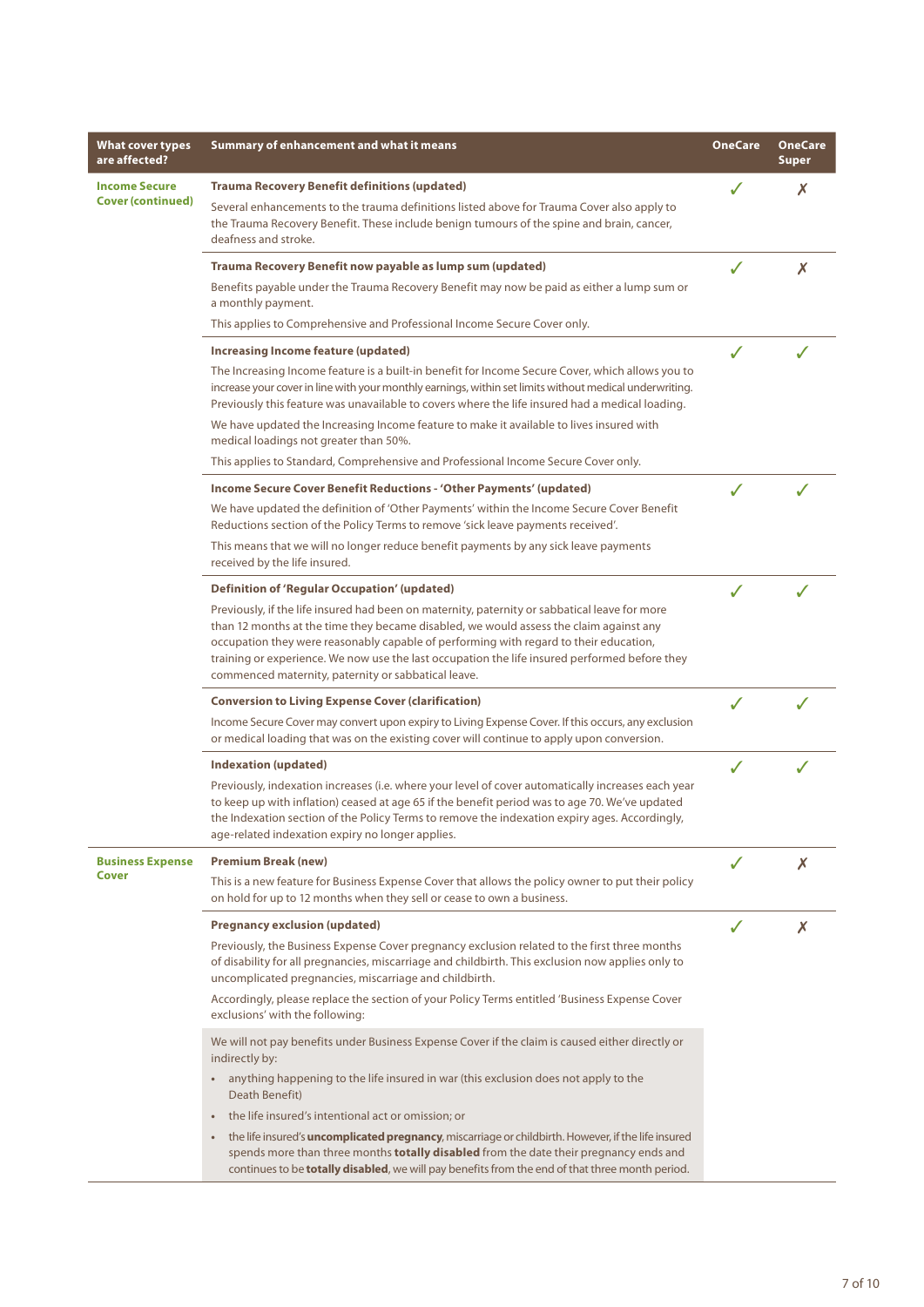| What cover types are affected? | Summary of enhancement and what it means | OneCare | OneCare Super |
|---|---|---|---|
| **Income Secure Cover (continued)** | **Trauma Recovery Benefit definitions (updated)**<br>Several enhancements to the trauma definitions listed above for Trauma Cover also apply to the Trauma Recovery Benefit. These include benign tumours of the spine and brain, cancer, deafness and stroke. | ✓ | ✗ |
| | **Trauma Recovery Benefit now payable as lump sum (updated)**<br>Benefits payable under the Trauma Recovery Benefit may now be paid as either a lump sum or a monthly payment.<br>This applies to Comprehensive and Professional Income Secure Cover only. | ✓ | ✗ |
| | **Increasing Income feature (updated)**<br>The Increasing Income feature is a built-in benefit for Income Secure Cover, which allows you to increase your cover in line with your monthly earnings, within set limits without medical underwriting. Previously this feature was unavailable to covers where the life insured had a medical loading.<br>We have updated the Increasing Income feature to make it available to lives insured with medical loadings not greater than 50%.<br>This applies to Standard, Comprehensive and Professional Income Secure Cover only. | ✓ | ✓ |
| | **Income Secure Cover Benefit Reductions - 'Other Payments' (updated)**<br>We have updated the definition of 'Other Payments' within the Income Secure Cover Benefit Reductions section of the Policy Terms to remove 'sick leave payments received'.<br>This means that we will no longer reduce benefit payments by any sick leave payments received by the life insured. | ✓ | ✓ |
| | **Definition of 'Regular Occupation' (updated)**<br>Previously, if the life insured had been on maternity, paternity or sabbatical leave for more than 12 months at the time they became disabled, we would assess the claim against any occupation they were reasonably capable of performing with regard to their education, training or experience. We now use the last occupation the life insured performed before they commenced maternity, paternity or sabbatical leave. | ✓ | ✓ |
| | **Conversion to Living Expense Cover (clarification)**<br>Income Secure Cover may convert upon expiry to Living Expense Cover. If this occurs, any exclusion or medical loading that was on the existing cover will continue to apply upon conversion. | ✓ | ✓ |
| | **Indexation (updated)**<br>Previously, indexation increases (i.e. where your level of cover automatically increases each year to keep up with inflation) ceased at age 65 if the benefit period was to age 70. We've updated the Indexation section of the Policy Terms to remove the indexation expiry ages. Accordingly, age-related indexation expiry no longer applies. | ✓ | ✓ |
| **Business Expense Cover** | **Premium Break (new)**<br>This is a new feature for Business Expense Cover that allows the policy owner to put their policy on hold for up to 12 months when they sell or cease to own a business. | ✓ | ✗ |
| | **Pregnancy exclusion (updated)**<br>Previously, the Business Expense Cover pregnancy exclusion related to the first three months of disability for all pregnancies, miscarriage and childbirth. This exclusion now applies only to uncomplicated pregnancies, miscarriage and childbirth.<br>Accordingly, please replace the section of your Policy Terms entitled 'Business Expense Cover exclusions' with the following:<br><br>We will not pay benefits under Business Expense Cover if the claim is caused either directly or indirectly by:<br>• anything happening to the life insured in war (this exclusion does not apply to the Death Benefit)<br>• the life insured's intentional act or omission; or<br>• the life insured's **uncomplicated pregnancy**, miscarriage or childbirth. However, if the life insured spends more than three months **totally disabled** from the date their pregnancy ends and continues to be **totally disabled**, we will pay benefits from the end of that three month period. | ✓ | ✗ |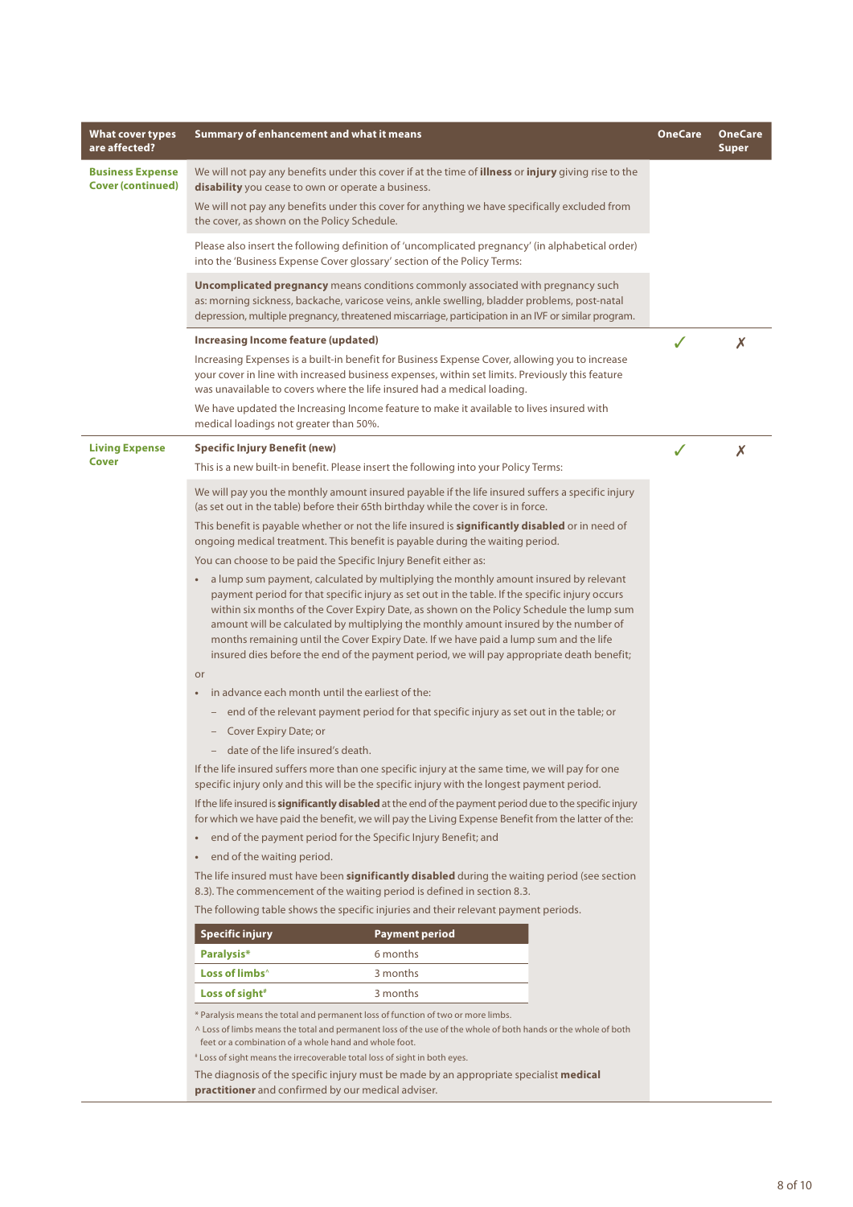| What cover types are affected? | Summary of enhancement and what it means | OneCare | OneCare Super |
|---|---|---|---|
| **Business Expense Cover (continued)** | We will not pay any benefits under this cover if at the time of **illness** or **injury** giving rise to the **disability** you cease to own or operate a business.<br><br>We will not pay any benefits under this cover for anything we have specifically excluded from the cover, as shown on the Policy Schedule.<br><br>Please also insert the following definition of 'uncomplicated pregnancy' (in alphabetical order) into the 'Business Expense Cover glossary' section of the Policy Terms:<br><br>**Uncomplicated pregnancy** means conditions commonly associated with pregnancy such as: morning sickness, backache, varicose veins, ankle swelling, bladder problems, post-natal depression, multiple pregnancy, threatened miscarriage, participation in an IVF or similar program. | | |
| | **Increasing Income feature (updated)**<br><br>Increasing Expenses is a built-in benefit for Business Expense Cover, allowing you to increase your cover in line with increased business expenses, within set limits. Previously this feature was unavailable to covers where the life insured had a medical loading.<br><br>We have updated the Increasing Income feature to make it available to lives insured with medical loadings not greater than 50%. | ✓ | ✗ |
| **Living Expense Cover** | **Specific Injury Benefit (new)**<br><br>This is a new built-in benefit. Please insert the following into your Policy Terms: | ✓ | ✗ |

We will pay you the monthly amount insured payable if the life insured suffers a specific injury (as set out in the table) before their 65th birthday while the cover is in force.

This benefit is payable whether or not the life insured is **significantly disabled** or in need of ongoing medical treatment. This benefit is payable during the waiting period.

You can choose to be paid the Specific Injury Benefit either as:

- a lump sum payment, calculated by multiplying the monthly amount insured by relevant payment period for that specific injury as set out in the table. If the specific injury occurs within six months of the Cover Expiry Date, as shown on the Policy Schedule the lump sum amount will be calculated by multiplying the monthly amount insured by the number of months remaining until the Cover Expiry Date. If we have paid a lump sum and the life insured dies before the end of the payment period, we will pay appropriate death benefit;

or

- in advance each month until the earliest of the:
  - end of the relevant payment period for that specific injury as set out in the table; or
  - Cover Expiry Date; or
  - date of the life insured's death.

If the life insured suffers more than one specific injury at the same time, we will pay for one specific injury only and this will be the specific injury with the longest payment period.

If the life insured is **significantly disabled** at the end of the payment period due to the specific injury for which we have paid the benefit, we will pay the Living Expense Benefit from the latter of the:

- end of the payment period for the Specific Injury Benefit; and
- end of the waiting period.

The life insured must have been **significantly disabled** during the waiting period (see section 8.3). The commencement of the waiting period is defined in section 8.3.

The following table shows the specific injuries and their relevant payment periods.

| Specific injury | Payment period |
|---|---|
| **Paralysis*** | 6 months |
| **Loss of limbs^** | 3 months |
| **Loss of sight#** | 3 months |

\* Paralysis means the total and permanent loss of function of two or more limbs.

^ Loss of limbs means the total and permanent loss of the use of the whole of both hands or the whole of both feet or a combination of a whole hand and whole foot.

\# Loss of sight means the irrecoverable total loss of sight in both eyes.

The diagnosis of the specific injury must be made by an appropriate specialist **medical practitioner** and confirmed by our medical adviser.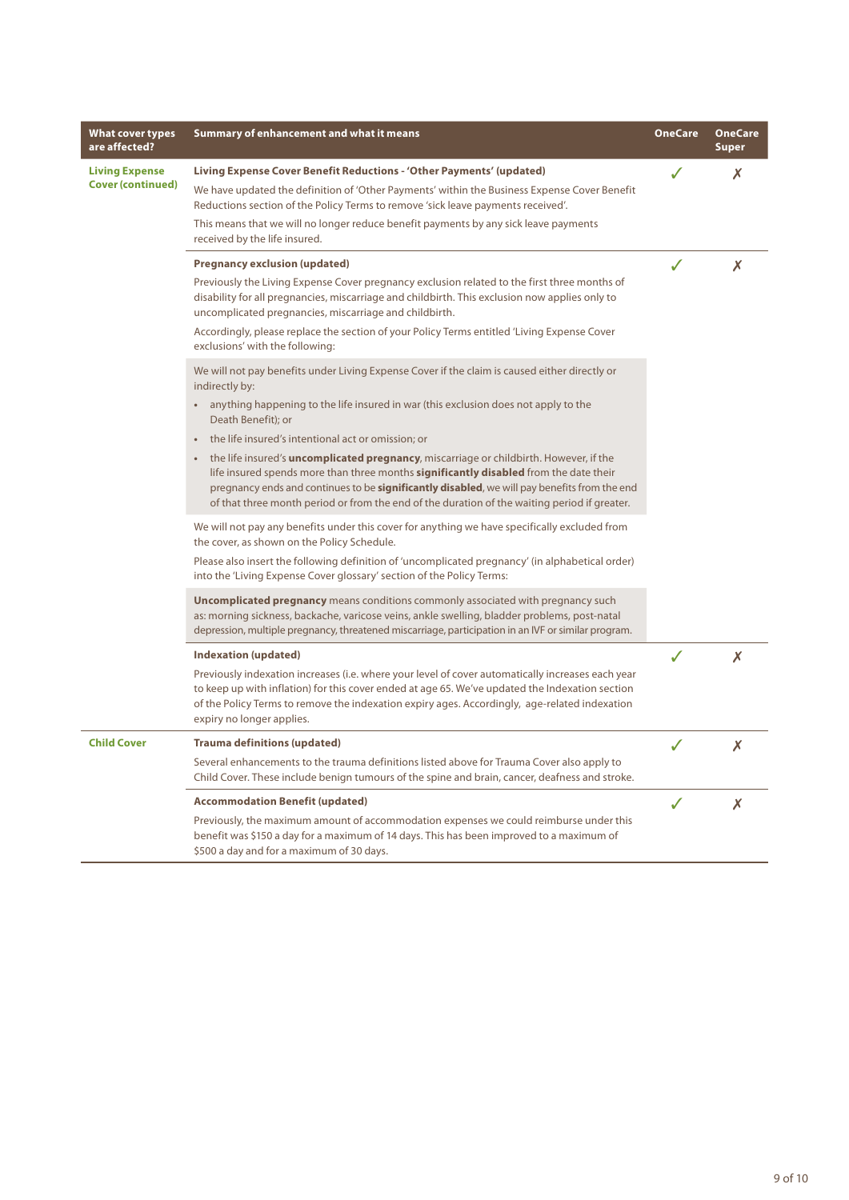| What cover types are affected? | Summary of enhancement and what it means | OneCare | OneCare Super |
|---|---|---|---|
| **Living Expense Cover (continued)** | **Living Expense Cover Benefit Reductions - 'Other Payments' (updated)**<br>We have updated the definition of 'Other Payments' within the Business Expense Cover Benefit Reductions section of the Policy Terms to remove 'sick leave payments received'.<br>This means that we will no longer reduce benefit payments by any sick leave payments received by the life insured. | ✓ | ✗ |
| | **Pregnancy exclusion (updated)**<br>Previously the Living Expense Cover pregnancy exclusion related to the first three months of disability for all pregnancies, miscarriage and childbirth. This exclusion now applies only to uncomplicated pregnancies, miscarriage and childbirth.<br>Accordingly, please replace the section of your Policy Terms entitled 'Living Expense Cover exclusions' with the following:<br>We will not pay benefits under Living Expense Cover if the claim is caused either directly or indirectly by:<br>• anything happening to the life insured in war (this exclusion does not apply to the Death Benefit); or<br>• the life insured's intentional act or omission; or<br>• the life insured's **uncomplicated pregnancy**, miscarriage or childbirth. However, if the life insured spends more than three months **significantly disabled** from the date their pregnancy ends and continues to be **significantly disabled**, we will pay benefits from the end of that three month period or from the end of the duration of the waiting period if greater.<br>We will not pay any benefits under this cover for anything we have specifically excluded from the cover, as shown on the Policy Schedule.<br>Please also insert the following definition of 'uncomplicated pregnancy' (in alphabetical order) into the 'Living Expense Cover glossary' section of the Policy Terms:<br>**Uncomplicated pregnancy** means conditions commonly associated with pregnancy such as: morning sickness, backache, varicose veins, ankle swelling, bladder problems, post-natal depression, multiple pregnancy, threatened miscarriage, participation in an IVF or similar program. | ✓ | ✗ |
| | **Indexation (updated)**<br>Previously indexation increases (i.e. where your level of cover automatically increases each year to keep up with inflation) for this cover ended at age 65. We've updated the Indexation section of the Policy Terms to remove the indexation expiry ages. Accordingly, age-related indexation expiry no longer applies. | ✓ | ✗ |
| **Child Cover** | **Trauma definitions (updated)**<br>Several enhancements to the trauma definitions listed above for Trauma Cover also apply to Child Cover. These include benign tumours of the spine and brain, cancer, deafness and stroke. | ✓ | ✗ |
| | **Accommodation Benefit (updated)**<br>Previously, the maximum amount of accommodation expenses we could reimburse under this benefit was $150 a day for a maximum of 14 days. This has been improved to a maximum of $500 a day and for a maximum of 30 days. | ✓ | ✗ |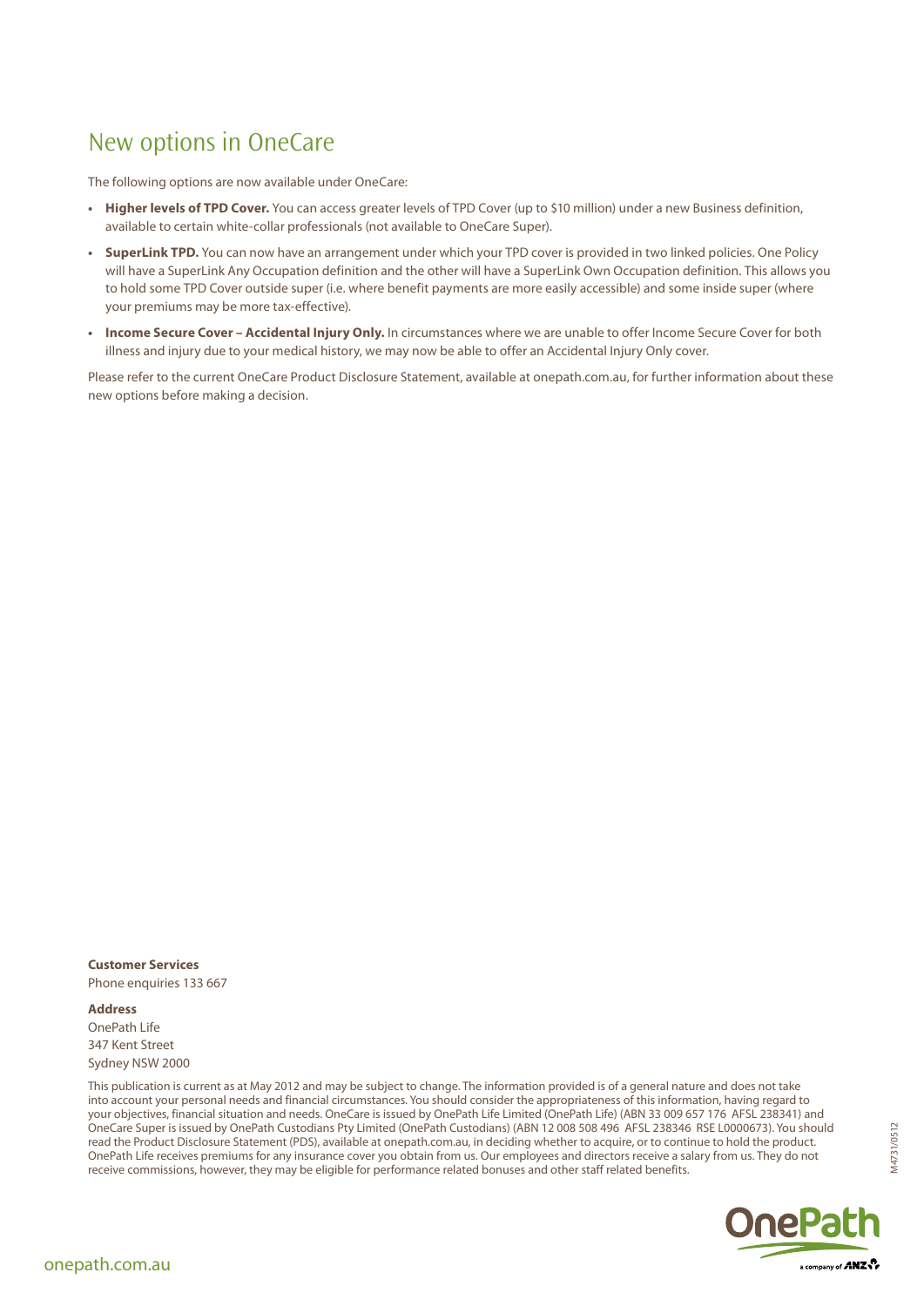# New options in OneCare

The following options are now available under OneCare:

- **Higher levels of TPD Cover.** You can access greater levels of TPD Cover (up to $10 million) under a new Business definition, available to certain white-collar professionals (not available to OneCare Super).
- **SuperLink TPD.** You can now have an arrangement under which your TPD cover is provided in two linked policies. One Policy will have a SuperLink Any Occupation definition and the other will have a SuperLink Own Occupation definition. This allows you to hold some TPD Cover outside super (i.e. where benefit payments are more easily accessible) and some inside super (where your premiums may be more tax-effective).
- **Income Secure Cover – Accidental Injury Only.** In circumstances where we are unable to offer Income Secure Cover for both illness and injury due to your medical history, we may now be able to offer an Accidental Injury Only cover.

Please refer to the current OneCare Product Disclosure Statement, available at onepath.com.au, for further information about these new options before making a decision.

**Customer Services**

Phone enquiries 133 667

**Address**

OnePath Life
347 Kent Street
Sydney NSW 2000

This publication is current as at May 2012 and may be subject to change. The information provided is of a general nature and does not take into account your personal needs and financial circumstances. You should consider the appropriateness of this information, having regard to your objectives, financial situation and needs. OneCare is issued by OnePath Life Limited (OnePath Life) (ABN 33 009 657 176 AFSL 238341) and OneCare Super is issued by OnePath Custodians Pty Limited (OnePath Custodians) (ABN 12 008 508 496 AFSL 238346 RSE L0000673). You should read the Product Disclosure Statement (PDS), available at onepath.com.au, in deciding whether to acquire, or to continue to hold the product. OnePath Life receives premiums for any insurance cover you obtain from us. Our employees and directors receive a salary from us. They do not receive commissions, however, they may be eligible for performance related bonuses and other staff related benefits.

M4731/0512

OnePath

a company of ANZ

onepath.com.au